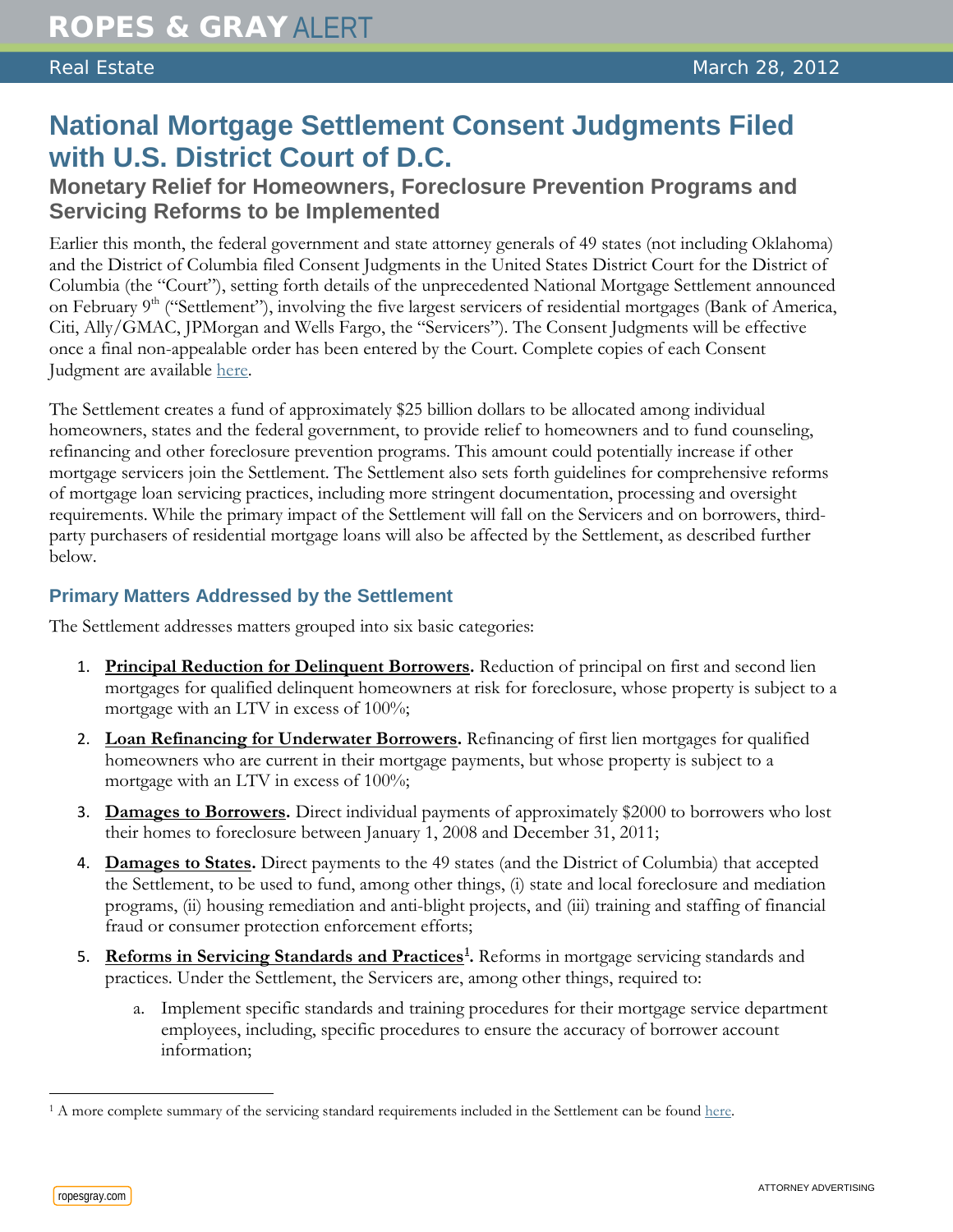# National Mortgage Settlement Consent Judgments Filed with U.S. District Court of D.C.

## Monetary Relief for Homeowners, Foreclosure Prevention Programs and Servicing Reforms to be Implemented

Earlier this month, the federal government and state attorney generals of 49 states (not including Oklahoma) and the District of Columbia filed Consent Judgments in the United States District Court for the District of Columbia (the "Court"), setting forth details of the unprecedented National Mortgage Settlement announced on February 9th ("Settlement"), involving the five largest servicers of residential mortgages (Bank of America, Citi, Ally/GMAC, JPMorgan and Wells Fargo, the "Servicers"). The Consent Judgments will be effective once a final non-appealable order has been entered by the Court. Complete copies of each Consent Judgment are available here.

The Settlement creates a fund of approximately $25 billion dollars to be allocated among individual homeowners, states and the federal government, to provide relief to homeowners and to fund counseling, refinancing and other foreclosure prevention programs. This amount could potentially increase if other mortgage servicers join the Settlement. The Settlement also sets forth guidelines for comprehensive reforms of mortgage loan servicing practices, including more stringent documentation, processing and oversight requirements. While the primary impact of the Settlement will fall on the Servicers and on borrowers, third-party purchasers of residential mortgage loans will also be affected by the Settlement, as described further below.

### Primary Matters Addressed by the Settlement

The Settlement addresses matters grouped into six basic categories:

1. **Principal Reduction for Delinquent Borrowers.** Reduction of principal on first and second lien mortgages for qualified delinquent homeowners at risk for foreclosure, whose property is subject to a mortgage with an LTV in excess of 100%;
2. **Loan Refinancing for Underwater Borrowers.** Refinancing of first lien mortgages for qualified homeowners who are current in their mortgage payments, but whose property is subject to a mortgage with an LTV in excess of 100%;
3. **Damages to Borrowers.** Direct individual payments of approximately $2000 to borrowers who lost their homes to foreclosure between January 1, 2008 and December 31, 2011;
4. **Damages to States.** Direct payments to the 49 states (and the District of Columbia) that accepted the Settlement, to be used to fund, among other things, (i) state and local foreclosure and mediation programs, (ii) housing remediation and anti-blight projects, and (iii) training and staffing of financial fraud or consumer protection enforcement efforts;
5. **Reforms in Servicing Standards and Practices[1].** Reforms in mortgage servicing standards and practices. Under the Settlement, the Servicers are, among other things, required to:
   a. Implement specific standards and training procedures for their mortgage service department employees, including, specific procedures to ensure the accuracy of borrower account information;

[1] A more complete summary of the servicing standard requirements included in the Settlement can be found here.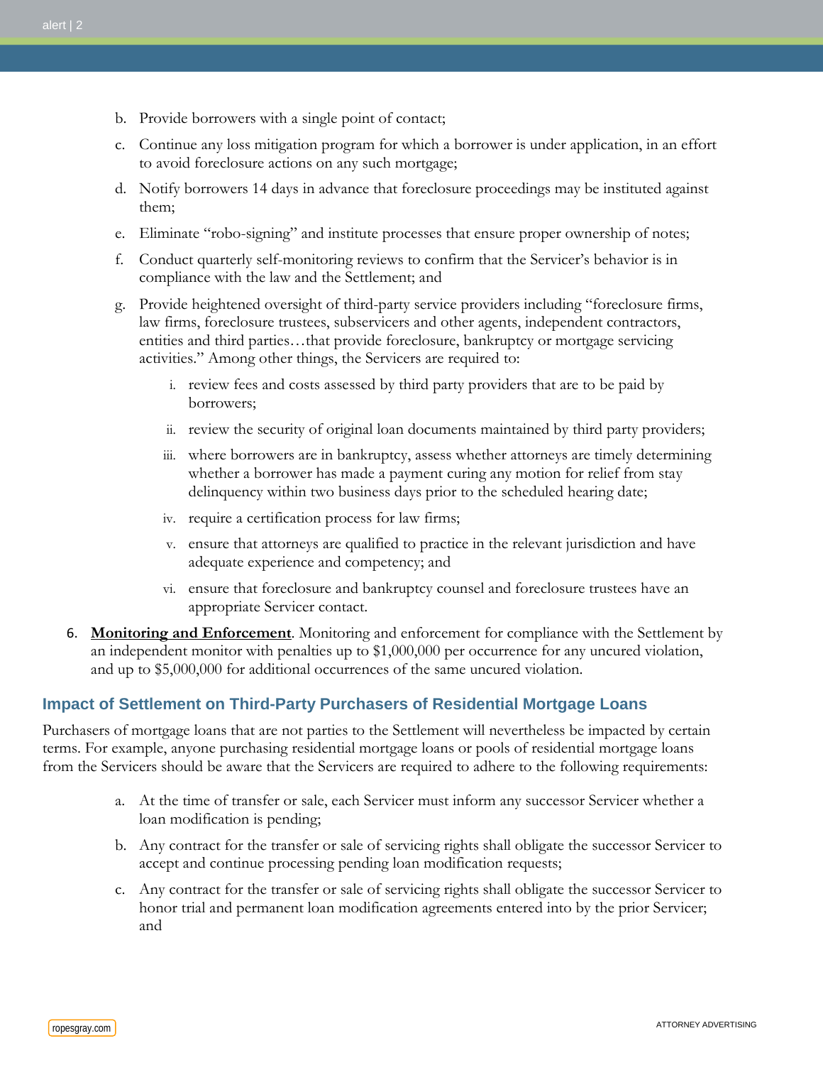b. Provide borrowers with a single point of contact;

c. Continue any loss mitigation program for which a borrower is under application, in an effort to avoid foreclosure actions on any such mortgage;

d. Notify borrowers 14 days in advance that foreclosure proceedings may be instituted against them;

e. Eliminate "robo-signing" and institute processes that ensure proper ownership of notes;

f. Conduct quarterly self-monitoring reviews to confirm that the Servicer's behavior is in compliance with the law and the Settlement; and

g. Provide heightened oversight of third-party service providers including "foreclosure firms, law firms, foreclosure trustees, subservicers and other agents, independent contractors, entities and third parties…that provide foreclosure, bankruptcy or mortgage servicing activities." Among other things, the Servicers are required to:

   i. review fees and costs assessed by third party providers that are to be paid by borrowers;

   ii. review the security of original loan documents maintained by third party providers;

   iii. where borrowers are in bankruptcy, assess whether attorneys are timely determining whether a borrower has made a payment curing any motion for relief from stay delinquency within two business days prior to the scheduled hearing date;

   iv. require a certification process for law firms;

   v. ensure that attorneys are qualified to practice in the relevant jurisdiction and have adequate experience and competency; and

   vi. ensure that foreclosure and bankruptcy counsel and foreclosure trustees have an appropriate Servicer contact.

6. **Monitoring and Enforcement**. Monitoring and enforcement for compliance with the Settlement by an independent monitor with penalties up to $1,000,000 per occurrence for any uncured violation, and up to $5,000,000 for additional occurrences of the same uncured violation.

## Impact of Settlement on Third-Party Purchasers of Residential Mortgage Loans

Purchasers of mortgage loans that are not parties to the Settlement will nevertheless be impacted by certain terms. For example, anyone purchasing residential mortgage loans or pools of residential mortgage loans from the Servicers should be aware that the Servicers are required to adhere to the following requirements:

a. At the time of transfer or sale, each Servicer must inform any successor Servicer whether a loan modification is pending;

b. Any contract for the transfer or sale of servicing rights shall obligate the successor Servicer to accept and continue processing pending loan modification requests;

c. Any contract for the transfer or sale of servicing rights shall obligate the successor Servicer to honor trial and permanent loan modification agreements entered into by the prior Servicer; and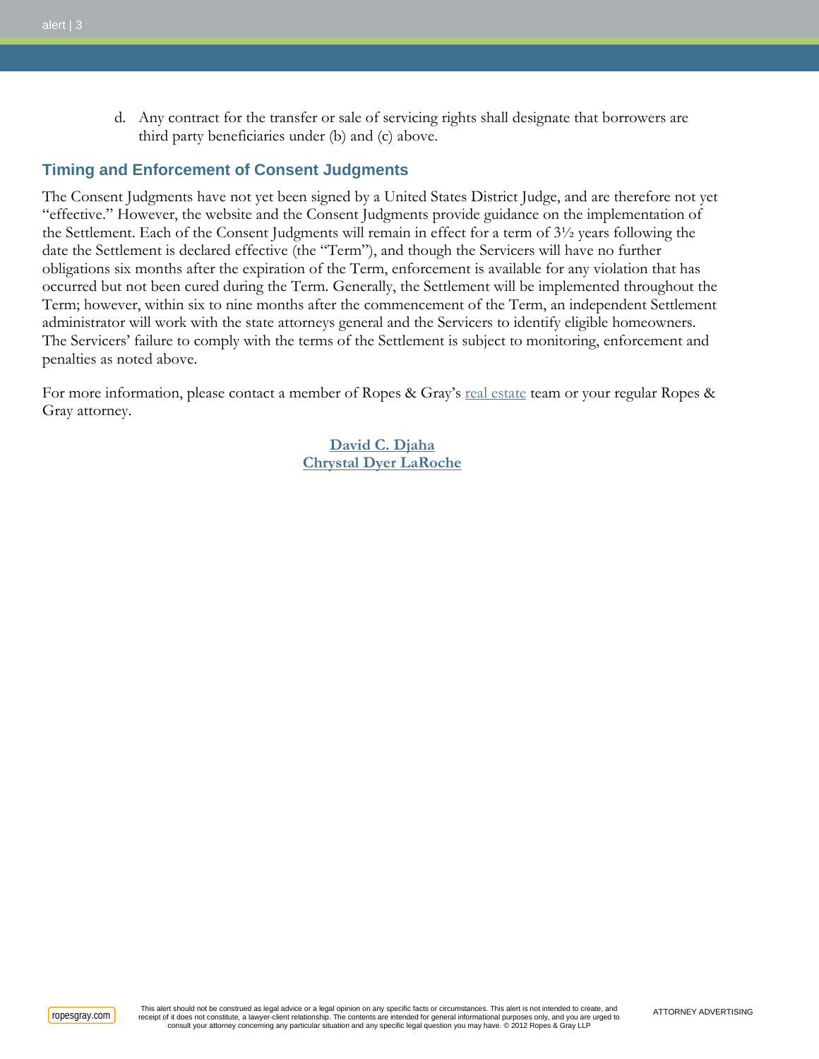d. Any contract for the transfer or sale of servicing rights shall designate that borrowers are third party beneficiaries under (b) and (c) above.

## Timing and Enforcement of Consent Judgments

The Consent Judgments have not yet been signed by a United States District Judge, and are therefore not yet "effective." However, the website and the Consent Judgments provide guidance on the implementation of the Settlement. Each of the Consent Judgments will remain in effect for a term of 3½ years following the date the Settlement is declared effective (the "Term"), and though the Servicers will have no further obligations six months after the expiration of the Term, enforcement is available for any violation that has occurred but not been cured during the Term. Generally, the Settlement will be implemented throughout the Term; however, within six to nine months after the commencement of the Term, an independent Settlement administrator will work with the state attorneys general and the Servicers to identify eligible homeowners. The Servicers' failure to comply with the terms of the Settlement is subject to monitoring, enforcement and penalties as noted above.

For more information, please contact a member of Ropes & Gray's real estate team or your regular Ropes & Gray attorney.

**David C. Djaha**
**Chrystal Dyer LaRoche**

This alert should not be construed as legal advice or a legal opinion on any specific facts or circumstances. This alert is not intended to create, and receipt of it does not constitute, a lawyer-client relationship. The contents are intended for general informational purposes only, and you are urged to consult your attorney concerning any particular situation and any specific legal question you may have. © 2012 Ropes & Gray LLP

ATTORNEY ADVERTISING